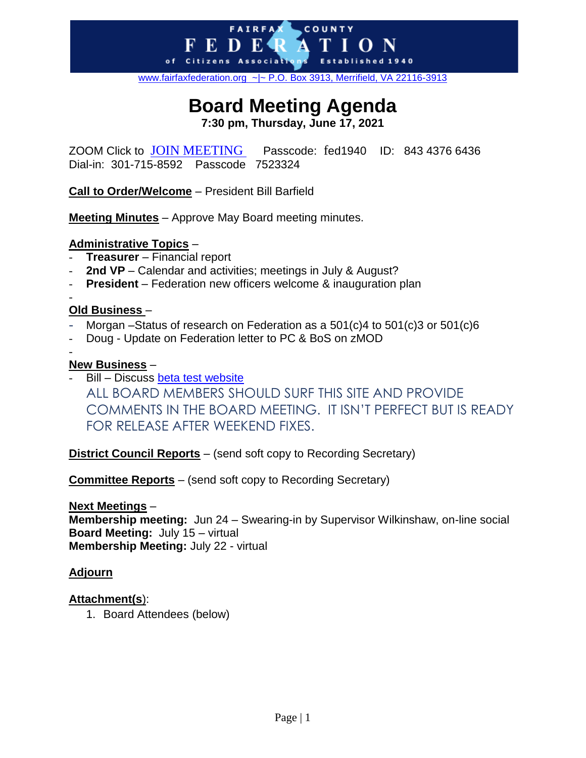FAIRFAX COUNTY
# FEDERATION
of Citizens Associations Established 1940

www.fairfaxfederation.org ~|~ P.O. Box 3913, Merrifield, VA 22116-3913

# Board Meeting Agenda

**7:30 pm, Thursday, June 17, 2021**

ZOOM Click to JOIN MEETING Passcode: fed1940 ID: 843 4376 6436
Dial-in: 301-715-8592 Passcode 7523324

**Call to Order/Welcome** – President Bill Barfield

**Meeting Minutes** – Approve May Board meeting minutes.

**Administrative Topics** –

- **Treasurer** – Financial report
- **2nd VP** – Calendar and activities; meetings in July & August?
- **President** – Federation new officers welcome & inauguration plan
-

**Old Business** –

- Morgan –Status of research on Federation as a 501(c)4 to 501(c)3 or 501(c)6
- Doug - Update on Federation letter to PC & BoS on zMOD
-

**New Business** –

- Bill – Discuss beta test website
  ALL BOARD MEMBERS SHOULD SURF THIS SITE AND PROVIDE COMMENTS IN THE BOARD MEETING. IT ISN'T PERFECT BUT IS READY FOR RELEASE AFTER WEEKEND FIXES.

**District Council Reports** – (send soft copy to Recording Secretary)

**Committee Reports** – (send soft copy to Recording Secretary)

**Next Meetings** –
**Membership meeting:** Jun 24 – Swearing-in by Supervisor Wilkinshaw, on-line social
**Board Meeting:** July 15 – virtual
**Membership Meeting:** July 22 - virtual

**Adjourn**

**Attachment(s)**:

1. Board Attendees (below)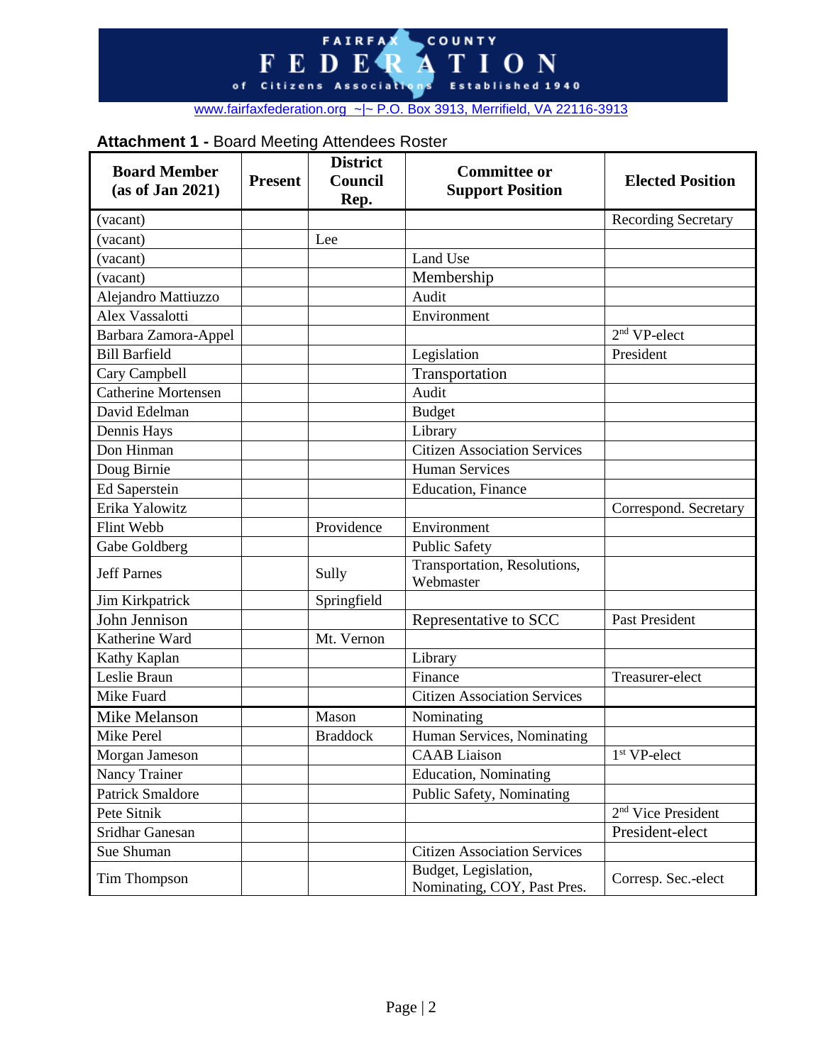FAIRFAX COUNTY FEDERATION of Citizens Associations Established 1940

www.fairfaxfederation.org ~|~ P.O. Box 3913, Merrifield, VA 22116-3913

**Attachment 1 -** Board Meeting Attendees Roster

| Board Member (as of Jan 2021) | Present | District Council Rep. | Committee or Support Position | Elected Position |
|---|---|---|---|---|
| (vacant) | | | | Recording Secretary |
| (vacant) | | Lee | | |
| (vacant) | | | Land Use | |
| (vacant) | | | Membership | |
| Alejandro Mattiuzzo | | | Audit | |
| Alex Vassalotti | | | Environment | |
| Barbara Zamora-Appel | | | | 2nd VP-elect |
| Bill Barfield | | | Legislation | President |
| Cary Campbell | | | Transportation | |
| Catherine Mortensen | | | Audit | |
| David Edelman | | | Budget | |
| Dennis Hays | | | Library | |
| Don Hinman | | | Citizen Association Services | |
| Doug Birnie | | | Human Services | |
| Ed Saperstein | | | Education, Finance | |
| Erika Yalowitz | | | | Correspond. Secretary |
| Flint Webb | | Providence | Environment | |
| Gabe Goldberg | | | Public Safety | |
| Jeff Parnes | | Sully | Transportation, Resolutions, Webmaster | |
| Jim Kirkpatrick | | Springfield | | |
| John Jennison | | | Representative to SCC | Past President |
| Katherine Ward | | Mt. Vernon | | |
| Kathy Kaplan | | | Library | |
| Leslie Braun | | | Finance | Treasurer-elect |
| Mike Fuard | | | Citizen Association Services | |
| Mike Melanson | | Mason | Nominating | |
| Mike Perel | | Braddock | Human Services, Nominating | |
| Morgan Jameson | | | CAAB Liaison | 1st VP-elect |
| Nancy Trainer | | | Education, Nominating | |
| Patrick Smaldore | | | Public Safety, Nominating | |
| Pete Sitnik | | | | 2nd Vice President |
| Sridhar Ganesan | | | | President-elect |
| Sue Shuman | | | Citizen Association Services | |
| Tim Thompson | | | Budget, Legislation, Nominating, COY, Past Pres. | Corresp. Sec.-elect |